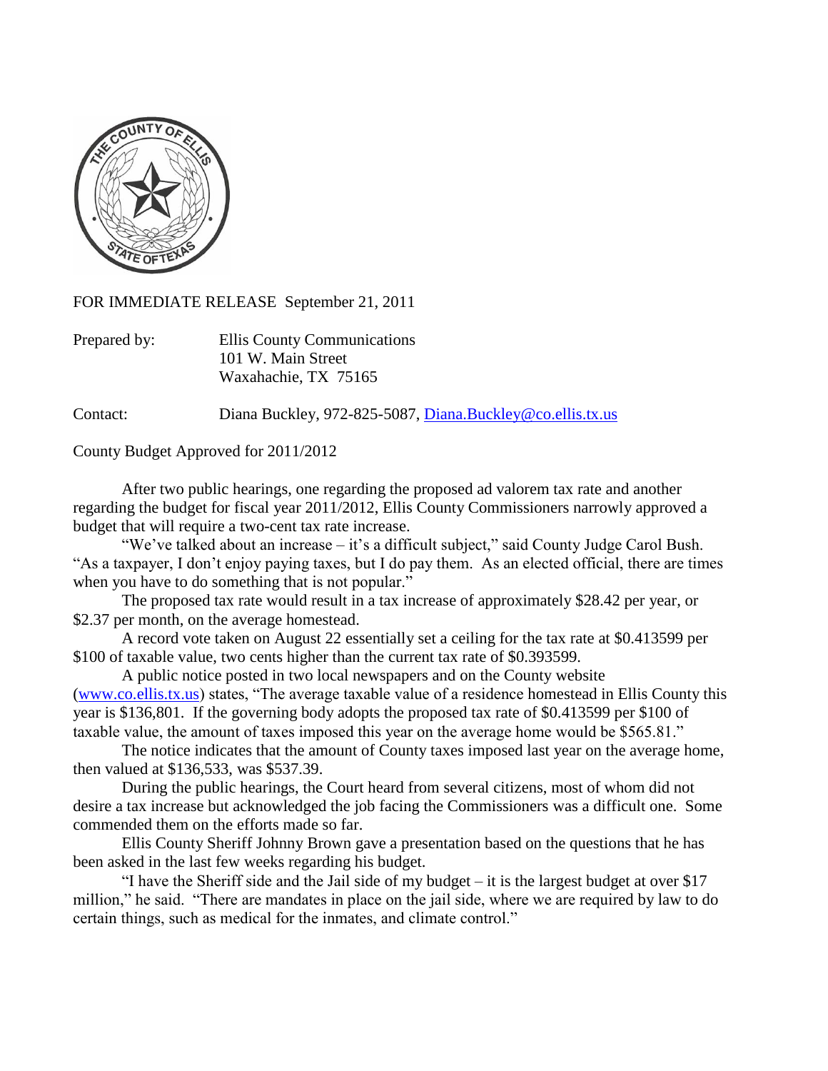FOR IMMEDIATE RELEASE September 21, 2011

Prepared by: Ellis County Communications
101 W. Main Street
Waxahachie, TX 75165

Contact: Diana Buckley, 972-825-5087, Diana.Buckley@co.ellis.tx.us

County Budget Approved for 2011/2012

After two public hearings, one regarding the proposed ad valorem tax rate and another regarding the budget for fiscal year 2011/2012, Ellis County Commissioners narrowly approved a budget that will require a two-cent tax rate increase.

"We've talked about an increase – it's a difficult subject," said County Judge Carol Bush. "As a taxpayer, I don't enjoy paying taxes, but I do pay them. As an elected official, there are times when you have to do something that is not popular."

The proposed tax rate would result in a tax increase of approximately $28.42 per year, or $2.37 per month, on the average homestead.

A record vote taken on August 22 essentially set a ceiling for the tax rate at $0.413599 per $100 of taxable value, two cents higher than the current tax rate of $0.393599.

A public notice posted in two local newspapers and on the County website (www.co.ellis.tx.us) states, "The average taxable value of a residence homestead in Ellis County this year is $136,801. If the governing body adopts the proposed tax rate of $0.413599 per $100 of taxable value, the amount of taxes imposed this year on the average home would be $565.81."

The notice indicates that the amount of County taxes imposed last year on the average home, then valued at $136,533, was $537.39.

During the public hearings, the Court heard from several citizens, most of whom did not desire a tax increase but acknowledged the job facing the Commissioners was a difficult one. Some commended them on the efforts made so far.

Ellis County Sheriff Johnny Brown gave a presentation based on the questions that he has been asked in the last few weeks regarding his budget.

"I have the Sheriff side and the Jail side of my budget – it is the largest budget at over $17 million," he said. "There are mandates in place on the jail side, where we are required by law to do certain things, such as medical for the inmates, and climate control."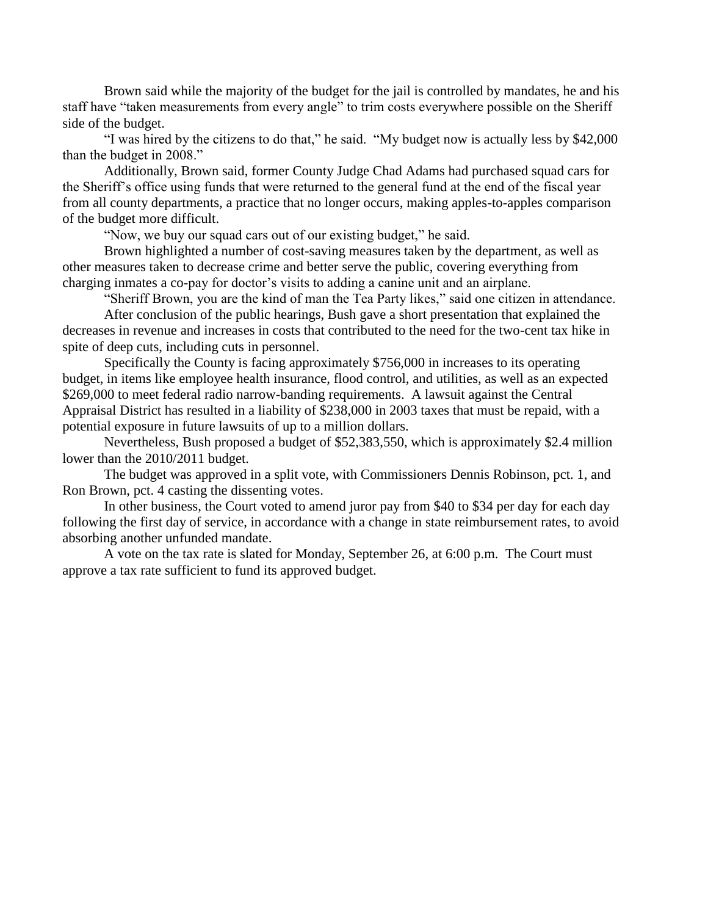Brown said while the majority of the budget for the jail is controlled by mandates, he and his staff have "taken measurements from every angle" to trim costs everywhere possible on the Sheriff side of the budget.

"I was hired by the citizens to do that," he said. "My budget now is actually less by $42,000 than the budget in 2008."

Additionally, Brown said, former County Judge Chad Adams had purchased squad cars for the Sheriff's office using funds that were returned to the general fund at the end of the fiscal year from all county departments, a practice that no longer occurs, making apples-to-apples comparison of the budget more difficult.

"Now, we buy our squad cars out of our existing budget," he said.

Brown highlighted a number of cost-saving measures taken by the department, as well as other measures taken to decrease crime and better serve the public, covering everything from charging inmates a co-pay for doctor's visits to adding a canine unit and an airplane.

"Sheriff Brown, you are the kind of man the Tea Party likes," said one citizen in attendance.

After conclusion of the public hearings, Bush gave a short presentation that explained the decreases in revenue and increases in costs that contributed to the need for the two-cent tax hike in spite of deep cuts, including cuts in personnel.

Specifically the County is facing approximately $756,000 in increases to its operating budget, in items like employee health insurance, flood control, and utilities, as well as an expected $269,000 to meet federal radio narrow-banding requirements. A lawsuit against the Central Appraisal District has resulted in a liability of $238,000 in 2003 taxes that must be repaid, with a potential exposure in future lawsuits of up to a million dollars.

Nevertheless, Bush proposed a budget of $52,383,550, which is approximately $2.4 million lower than the 2010/2011 budget.

The budget was approved in a split vote, with Commissioners Dennis Robinson, pct. 1, and Ron Brown, pct. 4 casting the dissenting votes.

In other business, the Court voted to amend juror pay from $40 to $34 per day for each day following the first day of service, in accordance with a change in state reimbursement rates, to avoid absorbing another unfunded mandate.

A vote on the tax rate is slated for Monday, September 26, at 6:00 p.m. The Court must approve a tax rate sufficient to fund its approved budget.